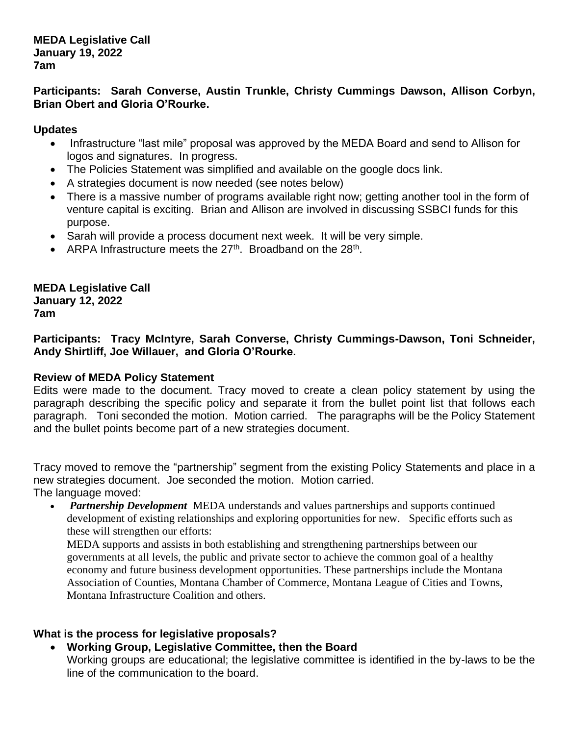**MEDA Legislative Call**
**January 19, 2022**
**7am**

**Participants: Sarah Converse, Austin Trunkle, Christy Cummings Dawson, Allison Corbyn, Brian Obert and Gloria O'Rourke.**

**Updates**

- Infrastructure "last mile" proposal was approved by the MEDA Board and send to Allison for logos and signatures. In progress.
- The Policies Statement was simplified and available on the google docs link.
- A strategies document is now needed (see notes below)
- There is a massive number of programs available right now; getting another tool in the form of venture capital is exciting. Brian and Allison are involved in discussing SSBCI funds for this purpose.
- Sarah will provide a process document next week. It will be very simple.
- ARPA Infrastructure meets the 27th. Broadband on the 28th.

**MEDA Legislative Call**
**January 12, 2022**
**7am**

**Participants: Tracy McIntyre, Sarah Converse, Christy Cummings-Dawson, Toni Schneider, Andy Shirtliff, Joe Willauer, and Gloria O'Rourke.**

**Review of MEDA Policy Statement**

Edits were made to the document. Tracy moved to create a clean policy statement by using the paragraph describing the specific policy and separate it from the bullet point list that follows each paragraph. Toni seconded the motion. Motion carried. The paragraphs will be the Policy Statement and the bullet points become part of a new strategies document.

Tracy moved to remove the "partnership" segment from the existing Policy Statements and place in a new strategies document. Joe seconded the motion. Motion carried.
The language moved:

- ***Partnership Development*** MEDA understands and values partnerships and supports continued development of existing relationships and exploring opportunities for new. Specific efforts such as these will strengthen our efforts:
  MEDA supports and assists in both establishing and strengthening partnerships between our governments at all levels, the public and private sector to achieve the common goal of a healthy economy and future business development opportunities. These partnerships include the Montana Association of Counties, Montana Chamber of Commerce, Montana League of Cities and Towns, Montana Infrastructure Coalition and others.

**What is the process for legislative proposals?**

- **Working Group, Legislative Committee, then the Board**
  Working groups are educational; the legislative committee is identified in the by-laws to be the line of the communication to the board.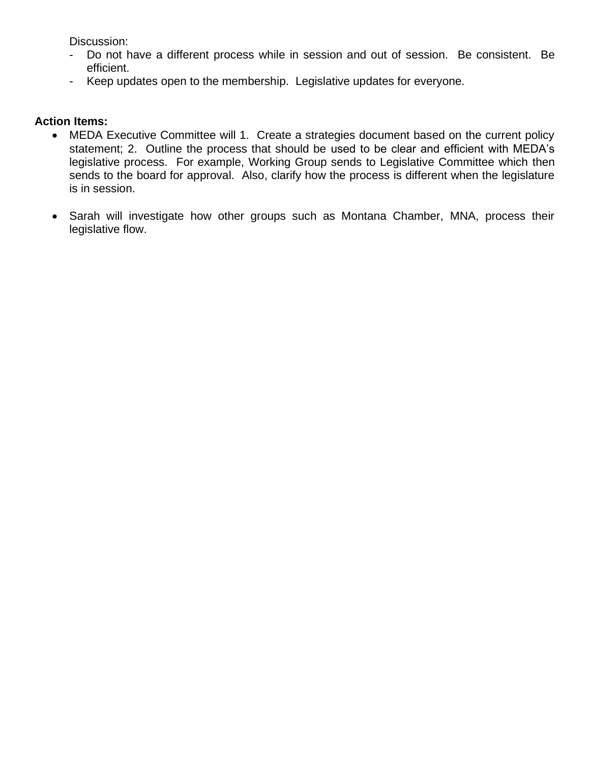Discussion:

- Do not have a different process while in session and out of session. Be consistent. Be efficient.
- Keep updates open to the membership. Legislative updates for everyone.

**Action Items:**

- MEDA Executive Committee will 1. Create a strategies document based on the current policy statement; 2. Outline the process that should be used to be clear and efficient with MEDA's legislative process. For example, Working Group sends to Legislative Committee which then sends to the board for approval. Also, clarify how the process is different when the legislature is in session.

- Sarah will investigate how other groups such as Montana Chamber, MNA, process their legislative flow.